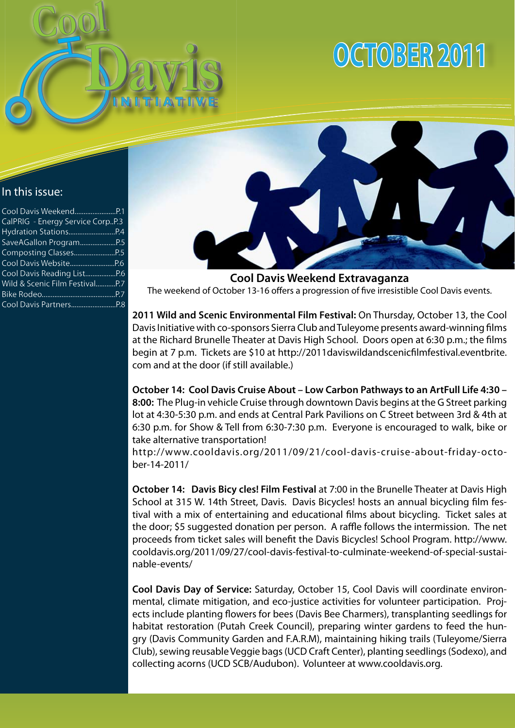# Cool Davis Initiative

# OCTOBER 2011

## In this issue:

- Cool Davis Weekend.......................P.1
- CalPRIG - Energy Service Corp..P.3
- Hydration Stations.........................P.4
- SaveAGallon Program....................P.5
- Composting Classes.......................P.5
- Cool Davis Website.........................P.6
- Cool Davis Reading List.................P.6
- Wild & Scenic Film Festival...........P.7
- Bike Rodeo.........................................P.7
- Cool Davis Partners.........................P.8

## Cool Davis Weekend Extravaganza

The weekend of October 13-16 offers a progression of five irresistible Cool Davis events.

**2011 Wild and Scenic Environmental Film Festival:** On Thursday, October 13, the Cool Davis Initiative with co-sponsors Sierra Club and Tuleyome presents award-winning films at the Richard Brunelle Theater at Davis High School. Doors open at 6:30 p.m.; the films begin at 7 p.m. Tickets are $10 at http://2011daviswildandscenicfilmfestival.eventbrite.com and at the door (if still available.)

**October 14: Cool Davis Cruise About – Low Carbon Pathways to an ArtFull Life 4:30 – 8:00:** The Plug-in vehicle Cruise through downtown Davis begins at the G Street parking lot at 4:30-5:30 p.m. and ends at Central Park Pavilions on C Street between 3rd & 4th at 6:30 p.m. for Show & Tell from 6:30-7:30 p.m. Everyone is encouraged to walk, bike or take alternative transportation!
http://www.cooldavis.org/2011/09/21/cool-davis-cruise-about-friday-october-14-2011/

**October 14: Davis Bicy cles! Film Festival** at 7:00 in the Brunelle Theater at Davis High School at 315 W. 14th Street, Davis. Davis Bicycles! hosts an annual bicycling film festival with a mix of entertaining and educational films about bicycling. Ticket sales at the door; $5 suggested donation per person. A raffle follows the intermission. The net proceeds from ticket sales will benefit the Davis Bicycles! School Program. http://www.cooldavis.org/2011/09/27/cool-davis-festival-to-culminate-weekend-of-special-sustainable-events/

**Cool Davis Day of Service:** Saturday, October 15, Cool Davis will coordinate environmental, climate mitigation, and eco-justice activities for volunteer participation. Projects include planting flowers for bees (Davis Bee Charmers), transplanting seedlings for habitat restoration (Putah Creek Council), preparing winter gardens to feed the hungry (Davis Community Garden and F.A.R.M), maintaining hiking trails (Tuleyome/Sierra Club), sewing reusable Veggie bags (UCD Craft Center), planting seedlings (Sodexo), and collecting acorns (UCD SCB/Audubon). Volunteer at www.cooldavis.org.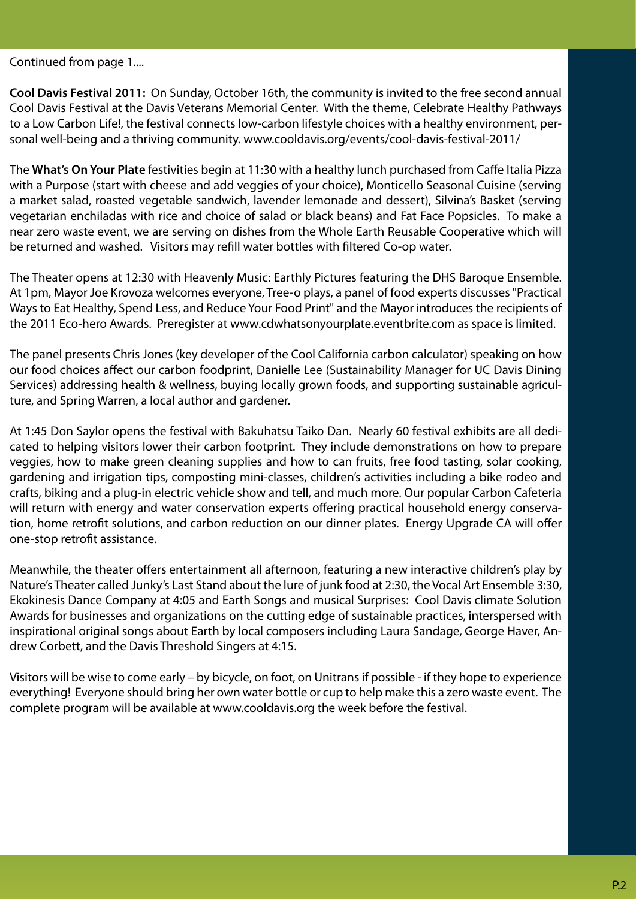Continued from page 1....

**Cool Davis Festival 2011:** On Sunday, October 16th, the community is invited to the free second annual Cool Davis Festival at the Davis Veterans Memorial Center. With the theme, Celebrate Healthy Pathways to a Low Carbon Life!, the festival connects low-carbon lifestyle choices with a healthy environment, personal well-being and a thriving community. www.cooldavis.org/events/cool-davis-festival-2011/

The **What's On Your Plate** festivities begin at 11:30 with a healthy lunch purchased from Caffe Italia Pizza with a Purpose (start with cheese and add veggies of your choice), Monticello Seasonal Cuisine (serving a market salad, roasted vegetable sandwich, lavender lemonade and dessert), Silvina's Basket (serving vegetarian enchiladas with rice and choice of salad or black beans) and Fat Face Popsicles. To make a near zero waste event, we are serving on dishes from the Whole Earth Reusable Cooperative which will be returned and washed. Visitors may refill water bottles with filtered Co-op water.

The Theater opens at 12:30 with Heavenly Music: Earthly Pictures featuring the DHS Baroque Ensemble. At 1pm, Mayor Joe Krovoza welcomes everyone, Tree-o plays, a panel of food experts discusses "Practical Ways to Eat Healthy, Spend Less, and Reduce Your Food Print" and the Mayor introduces the recipients of the 2011 Eco-hero Awards. Preregister at www.cdwhatsonyourplate.eventbrite.com as space is limited.

The panel presents Chris Jones (key developer of the Cool California carbon calculator) speaking on how our food choices affect our carbon foodprint, Danielle Lee (Sustainability Manager for UC Davis Dining Services) addressing health & wellness, buying locally grown foods, and supporting sustainable agriculture, and Spring Warren, a local author and gardener.

At 1:45 Don Saylor opens the festival with Bakuhatsu Taiko Dan. Nearly 60 festival exhibits are all dedicated to helping visitors lower their carbon footprint. They include demonstrations on how to prepare veggies, how to make green cleaning supplies and how to can fruits, free food tasting, solar cooking, gardening and irrigation tips, composting mini-classes, children's activities including a bike rodeo and crafts, biking and a plug-in electric vehicle show and tell, and much more. Our popular Carbon Cafeteria will return with energy and water conservation experts offering practical household energy conservation, home retrofit solutions, and carbon reduction on our dinner plates. Energy Upgrade CA will offer one-stop retrofit assistance.

Meanwhile, the theater offers entertainment all afternoon, featuring a new interactive children's play by Nature's Theater called Junky's Last Stand about the lure of junk food at 2:30, the Vocal Art Ensemble 3:30, Ekokinesis Dance Company at 4:05 and Earth Songs and musical Surprises: Cool Davis climate Solution Awards for businesses and organizations on the cutting edge of sustainable practices, interspersed with inspirational original songs about Earth by local composers including Laura Sandage, George Haver, Andrew Corbett, and the Davis Threshold Singers at 4:15.

Visitors will be wise to come early – by bicycle, on foot, on Unitrans if possible - if they hope to experience everything! Everyone should bring her own water bottle or cup to help make this a zero waste event. The complete program will be available at www.cooldavis.org the week before the festival.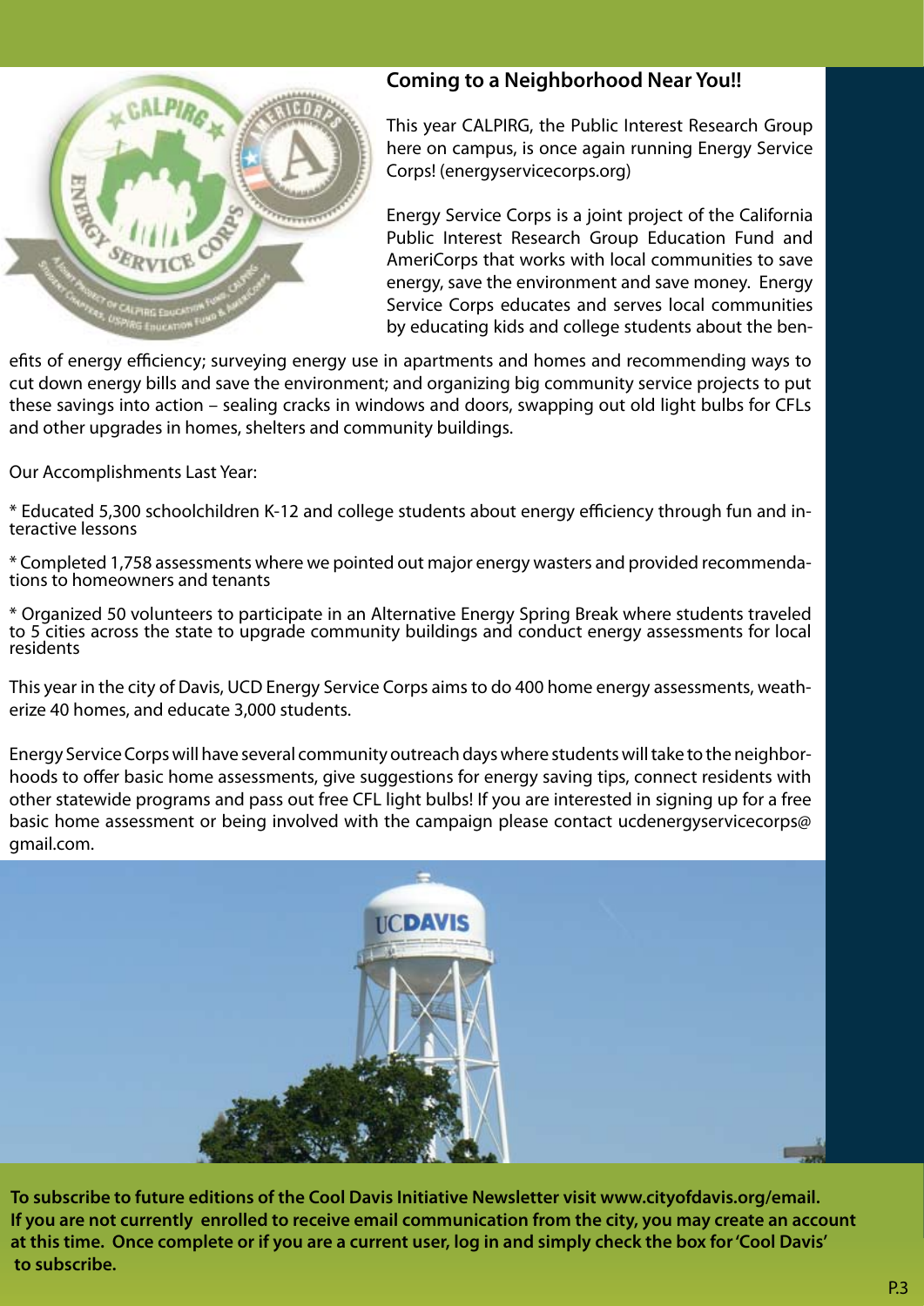## Coming to a Neighborhood Near You!!

This year CALPIRG, the Public Interest Research Group here on campus, is once again running Energy Service Corps! (energyservicecorps.org)

Energy Service Corps is a joint project of the California Public Interest Research Group Education Fund and AmeriCorps that works with local communities to save energy, save the environment and save money. Energy Service Corps educates and serves local communities by educating kids and college students about the benefits of energy efficiency; surveying energy use in apartments and homes and recommending ways to cut down energy bills and save the environment; and organizing big community service projects to put these savings into action – sealing cracks in windows and doors, swapping out old light bulbs for CFLs and other upgrades in homes, shelters and community buildings.

Our Accomplishments Last Year:

* Educated 5,300 schoolchildren K-12 and college students about energy efficiency through fun and interactive lessons

* Completed 1,758 assessments where we pointed out major energy wasters and provided recommendations to homeowners and tenants

* Organized 50 volunteers to participate in an Alternative Energy Spring Break where students traveled to 5 cities across the state to upgrade community buildings and conduct energy assessments for local residents

This year in the city of Davis, UCD Energy Service Corps aims to do 400 home energy assessments, weatherize 40 homes, and educate 3,000 students.

Energy Service Corps will have several community outreach days where students will take to the neighborhoods to offer basic home assessments, give suggestions for energy saving tips, connect residents with other statewide programs and pass out free CFL light bulbs! If you are interested in signing up for a free basic home assessment or being involved with the campaign please contact ucdenergyservicecorps@gmail.com.

**To subscribe to future editions of the Cool Davis Initiative Newsletter visit www.cityofdavis.org/email. If you are not currently enrolled to receive email communication from the city, you may create an account at this time. Once complete or if you are a current user, log in and simply check the box for 'Cool Davis' to subscribe.**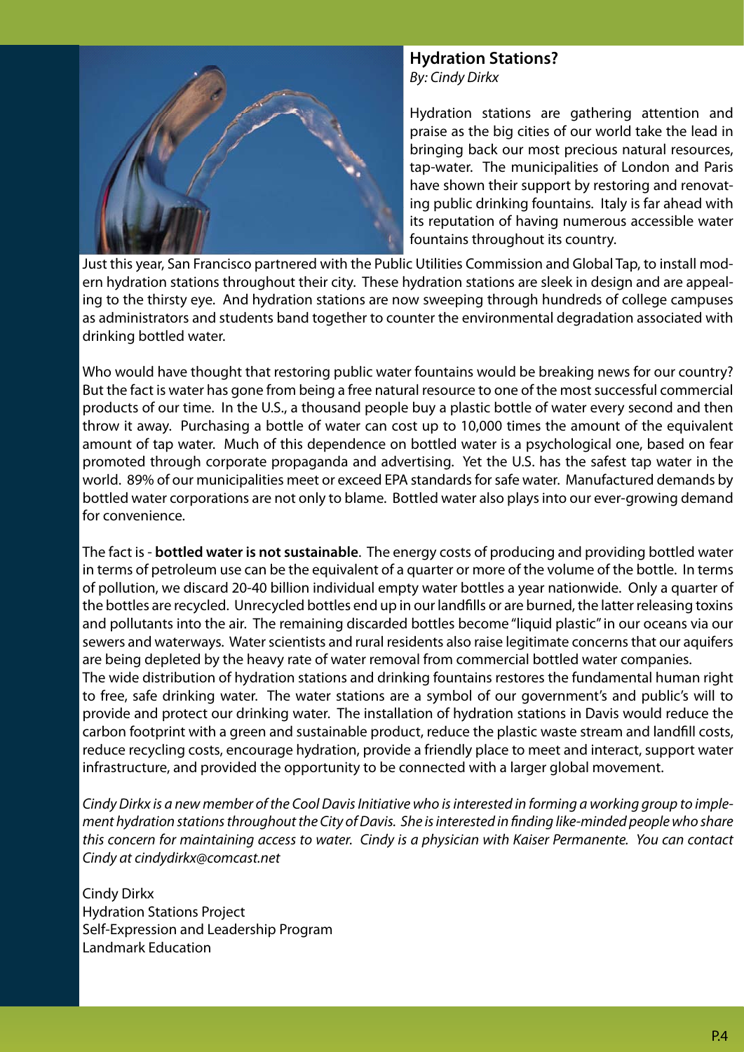## Hydration Stations?

*By: Cindy Dirkx*

Hydration stations are gathering attention and praise as the big cities of our world take the lead in bringing back our most precious natural resources, tap-water. The municipalities of London and Paris have shown their support by restoring and renovating public drinking fountains. Italy is far ahead with its reputation of having numerous accessible water fountains throughout its country. Just this year, San Francisco partnered with the Public Utilities Commission and Global Tap, to install modern hydration stations throughout their city. These hydration stations are sleek in design and are appealing to the thirsty eye. And hydration stations are now sweeping through hundreds of college campuses as administrators and students band together to counter the environmental degradation associated with drinking bottled water.

Who would have thought that restoring public water fountains would be breaking news for our country? But the fact is water has gone from being a free natural resource to one of the most successful commercial products of our time. In the U.S., a thousand people buy a plastic bottle of water every second and then throw it away. Purchasing a bottle of water can cost up to 10,000 times the amount of the equivalent amount of tap water. Much of this dependence on bottled water is a psychological one, based on fear promoted through corporate propaganda and advertising. Yet the U.S. has the safest tap water in the world. 89% of our municipalities meet or exceed EPA standards for safe water. Manufactured demands by bottled water corporations are not only to blame. Bottled water also plays into our ever-growing demand for convenience.

The fact is - **bottled water is not sustainable**. The energy costs of producing and providing bottled water in terms of petroleum use can be the equivalent of a quarter or more of the volume of the bottle. In terms of pollution, we discard 20-40 billion individual empty water bottles a year nationwide. Only a quarter of the bottles are recycled. Unrecycled bottles end up in our landfills or are burned, the latter releasing toxins and pollutants into the air. The remaining discarded bottles become "liquid plastic" in our oceans via our sewers and waterways. Water scientists and rural residents also raise legitimate concerns that our aquifers are being depleted by the heavy rate of water removal from commercial bottled water companies.

The wide distribution of hydration stations and drinking fountains restores the fundamental human right to free, safe drinking water. The water stations are a symbol of our government's and public's will to provide and protect our drinking water. The installation of hydration stations in Davis would reduce the carbon footprint with a green and sustainable product, reduce the plastic waste stream and landfill costs, reduce recycling costs, encourage hydration, provide a friendly place to meet and interact, support water infrastructure, and provided the opportunity to be connected with a larger global movement.

*Cindy Dirkx is a new member of the Cool Davis Initiative who is interested in forming a working group to implement hydration stations throughout the City of Davis. She is interested in finding like-minded people who share this concern for maintaining access to water. Cindy is a physician with Kaiser Permanente. You can contact Cindy at cindydirkx@comcast.net*

Cindy Dirkx
Hydration Stations Project
Self-Expression and Leadership Program
Landmark Education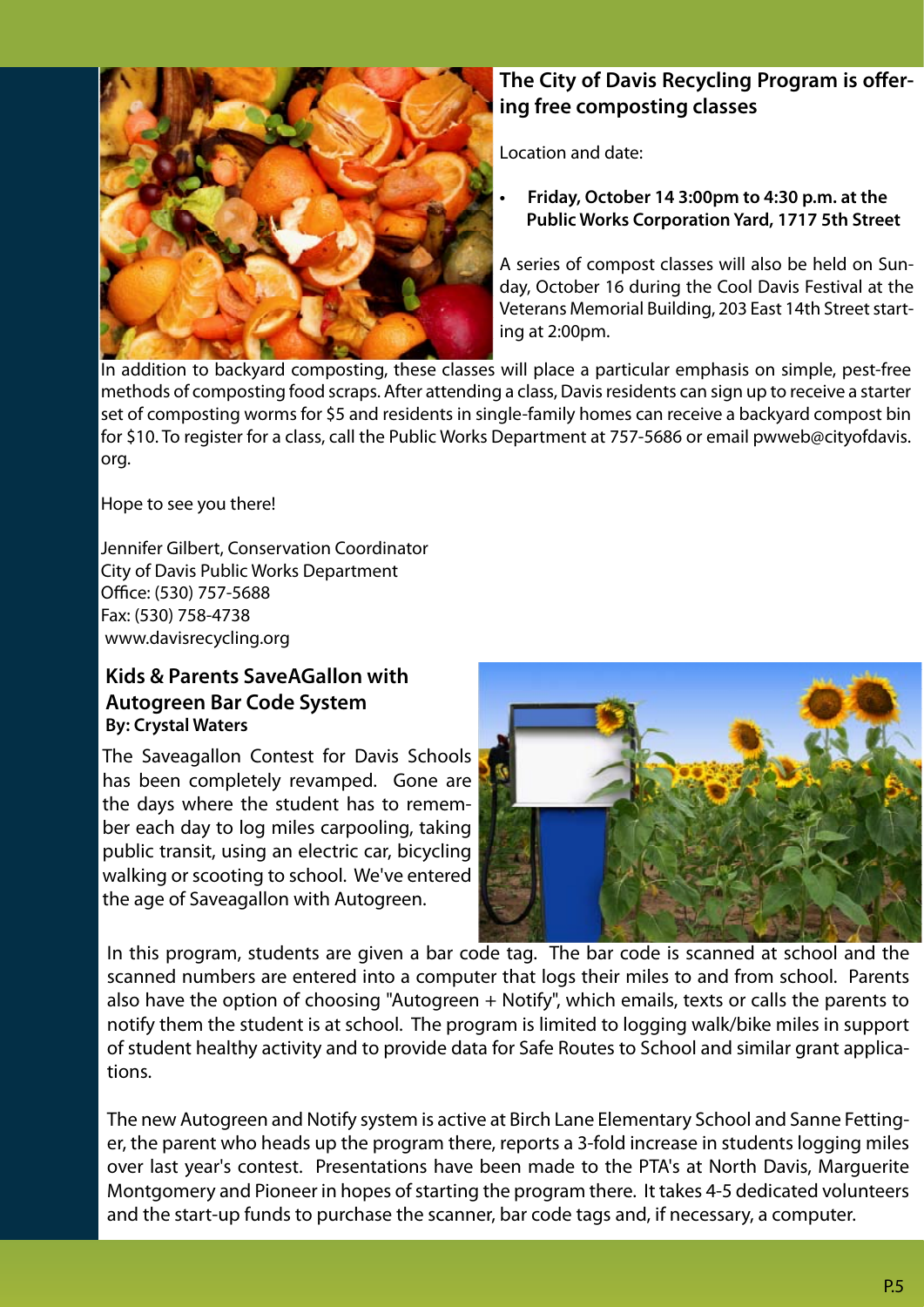## The City of Davis Recycling Program is offering free composting classes

Location and date:

- **Friday, October 14 3:00pm to 4:30 p.m. at the Public Works Corporation Yard, 1717 5th Street**

A series of compost classes will also be held on Sunday, October 16 during the Cool Davis Festival at the Veterans Memorial Building, 203 East 14th Street starting at 2:00pm.

In addition to backyard composting, these classes will place a particular emphasis on simple, pest-free methods of composting food scraps. After attending a class, Davis residents can sign up to receive a starter set of composting worms for $5 and residents in single-family homes can receive a backyard compost bin for $10. To register for a class, call the Public Works Department at 757-5686 or email pwweb@cityofdavis.org.

Hope to see you there!

Jennifer Gilbert, Conservation Coordinator
City of Davis Public Works Department
Office: (530) 757-5688
Fax: (530) 758-4738
www.davisrecycling.org

## Kids & Parents SaveAGallon with Autogreen Bar Code System

**By: Crystal Waters**

The Saveagallon Contest for Davis Schools has been completely revamped. Gone are the days where the student has to remember each day to log miles carpooling, taking public transit, using an electric car, bicycling walking or scooting to school. We've entered the age of Saveagallon with Autogreen.

In this program, students are given a bar code tag. The bar code is scanned at school and the scanned numbers are entered into a computer that logs their miles to and from school. Parents also have the option of choosing "Autogreen + Notify", which emails, texts or calls the parents to notify them the student is at school. The program is limited to logging walk/bike miles in support of student healthy activity and to provide data for Safe Routes to School and similar grant applications.

The new Autogreen and Notify system is active at Birch Lane Elementary School and Sanne Fettinger, the parent who heads up the program there, reports a 3-fold increase in students logging miles over last year's contest. Presentations have been made to the PTA's at North Davis, Marguerite Montgomery and Pioneer in hopes of starting the program there. It takes 4-5 dedicated volunteers and the start-up funds to purchase the scanner, bar code tags and, if necessary, a computer.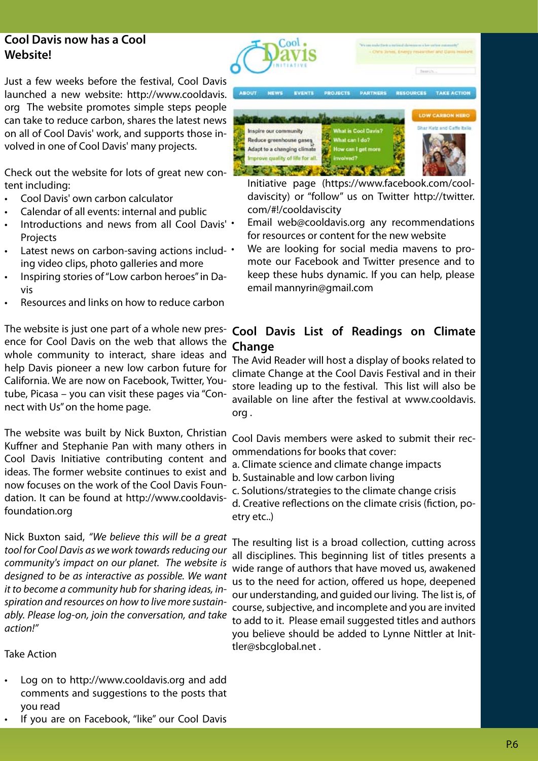## Cool Davis now has a Cool Website!

Just a few weeks before the festival, Cool Davis launched a new website: http://www.cooldavis.org The website promotes simple steps people can take to reduce carbon, shares the latest news on all of Cool Davis' work, and supports those involved in one of Cool Davis' many projects.

Check out the website for lots of great new content including:

- Cool Davis' own carbon calculator
- Calendar of all events: internal and public
- Introductions and news from all Cool Davis' Projects
- Latest news on carbon-saving actions including video clips, photo galleries and more
- Inspiring stories of "Low carbon heroes" in Davis
- Resources and links on how to reduce carbon

The website is just one part of a whole new presence for Cool Davis on the web that allows the whole community to interact, share ideas and help Davis pioneer a new low carbon future for California. We are now on Facebook, Twitter, Youtube, Picasa – you can visit these pages via "Connect with Us" on the home page.

The website was built by Nick Buxton, Christian Kuffner and Stephanie Pan with many others in Cool Davis Initiative contributing content and ideas. The former website continues to exist and now focuses on the work of the Cool Davis Foundation. It can be found at http://www.cooldavisfoundation.org

Nick Buxton said, *"We believe this will be a great tool for Cool Davis as we work towards reducing our community's impact on our planet. The website is designed to be as interactive as possible. We want it to become a community hub for sharing ideas, inspiration and resources on how to live more sustainably. Please log-on, join the conversation, and take action!"*

Take Action

- Log on to http://www.cooldavis.org and add comments and suggestions to the posts that you read
- If you are on Facebook, "like" our Cool Davis Initiative page (https://www.facebook.com/cooldaviscity) or "follow" us on Twitter http://twitter.com/#!/cooldaviscity
- Email web@cooldavis.org any recommendations for resources or content for the new website
- We are looking for social media mavens to promote our Facebook and Twitter presence and to keep these hubs dynamic. If you can help, please email mannyrin@gmail.com

## Cool Davis List of Readings on Climate Change

The Avid Reader will host a display of books related to climate Change at the Cool Davis Festival and in their store leading up to the festival. This list will also be available on line after the festival at www.cooldavis.org .

Cool Davis members were asked to submit their recommendations for books that cover:

a. Climate science and climate change impacts
b. Sustainable and low carbon living
c. Solutions/strategies to the climate change crisis
d. Creative reflections on the climate crisis (fiction, poetry etc..)

The resulting list is a broad collection, cutting across all disciplines. This beginning list of titles presents a wide range of authors that have moved us, awakened us to the need for action, offered us hope, deepened our understanding, and guided our living. The list is, of course, subjective, and incomplete and you are invited to add to it. Please email suggested titles and authors you believe should be added to Lynne Nittler at lnittler@sbcglobal.net .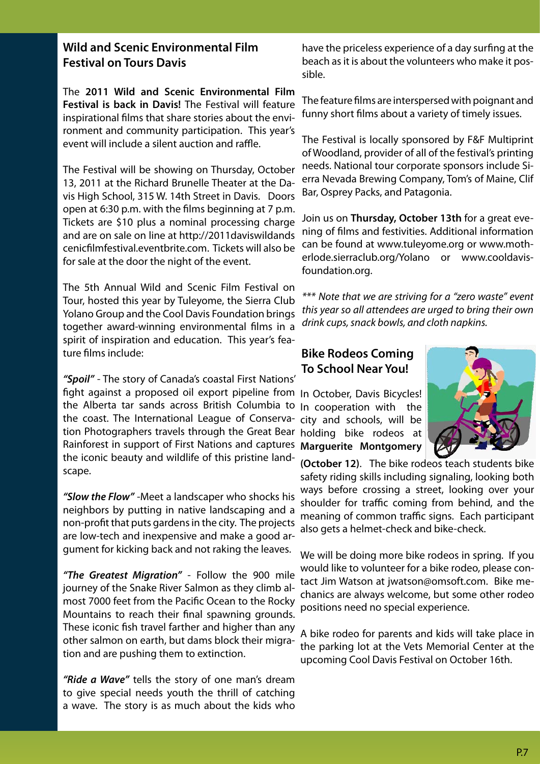## Wild and Scenic Environmental Film Festival on Tours Davis

The **2011 Wild and Scenic Environmental Film Festival is back in Davis!** The Festival will feature inspirational films that share stories about the environment and community participation. This year's event will include a silent auction and raffle.

The Festival will be showing on Thursday, October 13, 2011 at the Richard Brunelle Theater at the Davis High School, 315 W. 14th Street in Davis. Doors open at 6:30 p.m. with the films beginning at 7 p.m. Tickets are $10 plus a nominal processing charge and are on sale on line at http://2011daviswildandscenicfilmfestival.eventbrite.com. Tickets will also be for sale at the door the night of the event.

The 5th Annual Wild and Scenic Film Festival on Tour, hosted this year by Tuleyome, the Sierra Club Yolano Group and the Cool Davis Foundation brings together award-winning environmental films in a spirit of inspiration and education. This year's feature films include:

***"Spoil"*** - The story of Canada's coastal First Nations' fight against a proposed oil export pipeline from the Alberta tar sands across British Columbia to the coast. The International League of Conservation Photographers travels through the Great Bear Rainforest in support of First Nations and captures the iconic beauty and wildlife of this pristine landscape.

***"Slow the Flow"*** -Meet a landscaper who shocks his neighbors by putting in native landscaping and a non-profit that puts gardens in the city. The projects are low-tech and inexpensive and make a good argument for kicking back and not raking the leaves.

***"The Greatest Migration"*** - Follow the 900 mile journey of the Snake River Salmon as they climb almost 7000 feet from the Pacific Ocean to the Rocky Mountains to reach their final spawning grounds. These iconic fish travel farther and higher than any other salmon on earth, but dams block their migration and are pushing them to extinction.

***"Ride a Wave"*** tells the story of one man's dream to give special needs youth the thrill of catching a wave. The story is as much about the kids who have the priceless experience of a day surfing at the beach as it is about the volunteers who make it possible.

The feature films are interspersed with poignant and funny short films about a variety of timely issues.

The Festival is locally sponsored by F&F Multiprint of Woodland, provider of all of the festival's printing needs. National tour corporate sponsors include Sierra Nevada Brewing Company, Tom's of Maine, Clif Bar, Osprey Packs, and Patagonia.

Join us on **Thursday, October 13th** for a great evening of films and festivities. Additional information can be found at www.tuleyome.org or www.motherlode.sierraclub.org/Yolano or www.cooldavisfoundation.org.

*\*\*\* Note that we are striving for a "zero waste" event this year so all attendees are urged to bring their own drink cups, snack bowls, and cloth napkins.*

## Bike Rodeos Coming To School Near You!

In October, Davis Bicycles! In cooperation with the city and schools, will be holding bike rodeos at **Marguerite Montgomery (October 12)**. The bike rodeos teach students bike safety riding skills including signaling, looking both ways before crossing a street, looking over your shoulder for traffic coming from behind, and the meaning of common traffic signs. Each participant also gets a helmet-check and bike-check.

We will be doing more bike rodeos in spring. If you would like to volunteer for a bike rodeo, please contact Jim Watson at jwatson@omsoft.com. Bike mechanics are always welcome, but some other rodeo positions need no special experience.

A bike rodeo for parents and kids will take place in the parking lot at the Vets Memorial Center at the upcoming Cool Davis Festival on October 16th.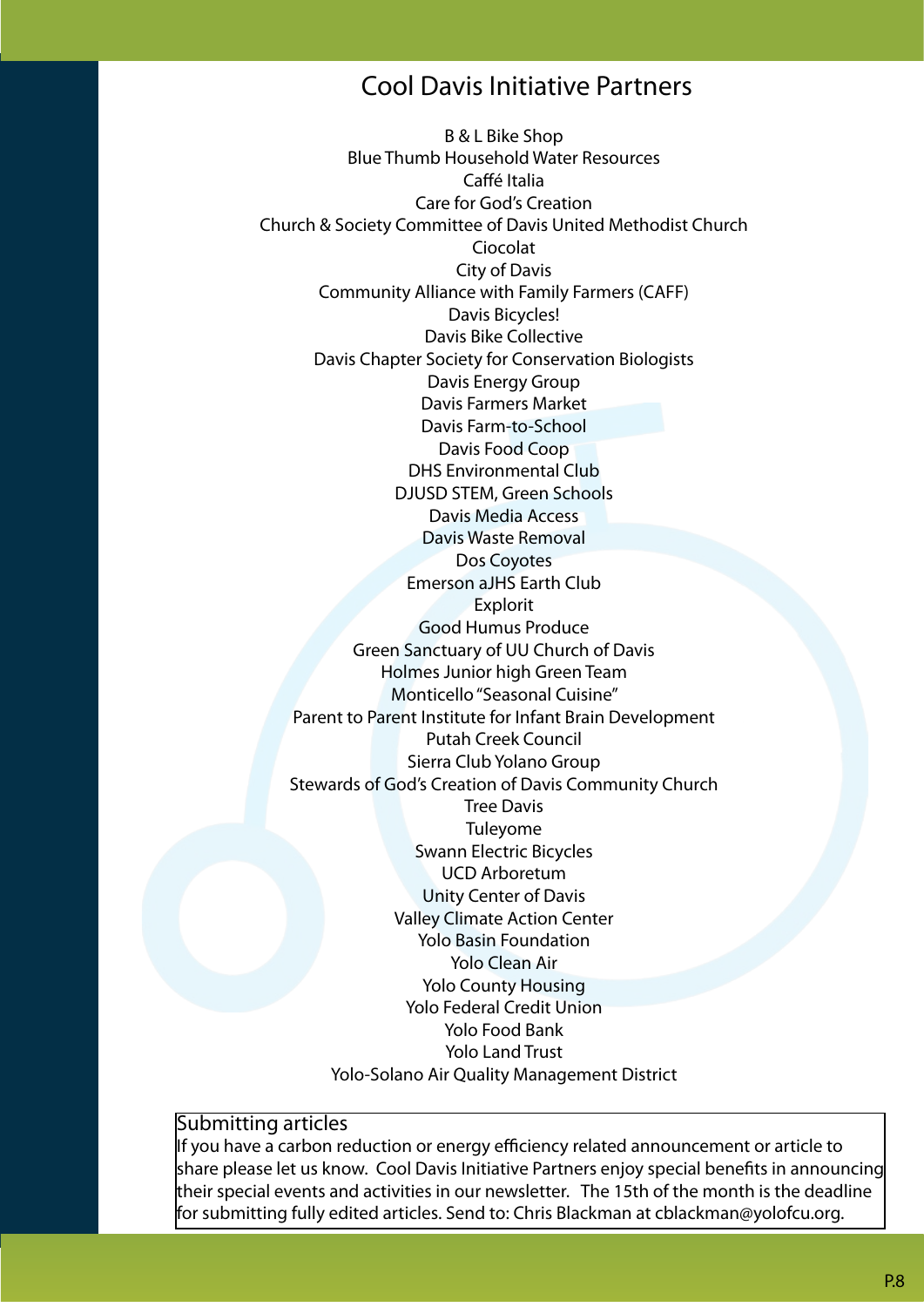# Cool Davis Initiative Partners

B & L Bike Shop
Blue Thumb Household Water Resources
Caffé Italia
Care for God's Creation
Church & Society Committee of Davis United Methodist Church
Ciocolat
City of Davis
Community Alliance with Family Farmers (CAFF)
Davis Bicycles!
Davis Bike Collective
Davis Chapter Society for Conservation Biologists
Davis Energy Group
Davis Farmers Market
Davis Farm-to-School
Davis Food Coop
DHS Environmental Club
DJUSD STEM, Green Schools
Davis Media Access
Davis Waste Removal
Dos Coyotes
Emerson aJHS Earth Club
Explorit
Good Humus Produce
Green Sanctuary of UU Church of Davis
Holmes Junior high Green Team
Monticello "Seasonal Cuisine"
Parent to Parent Institute for Infant Brain Development
Putah Creek Council
Sierra Club Yolano Group
Stewards of God's Creation of Davis Community Church
Tree Davis
Tuleyome
Swann Electric Bicycles
UCD Arboretum
Unity Center of Davis
Valley Climate Action Center
Yolo Basin Foundation
Yolo Clean Air
Yolo County Housing
Yolo Federal Credit Union
Yolo Food Bank
Yolo Land Trust
Yolo-Solano Air Quality Management District

## Submitting articles

If you have a carbon reduction or energy efficiency related announcement or article to share please let us know. Cool Davis Initiative Partners enjoy special benefits in announcing their special events and activities in our newsletter. The 15th of the month is the deadline for submitting fully edited articles. Send to: Chris Blackman at cblackman@yolofcu.org.